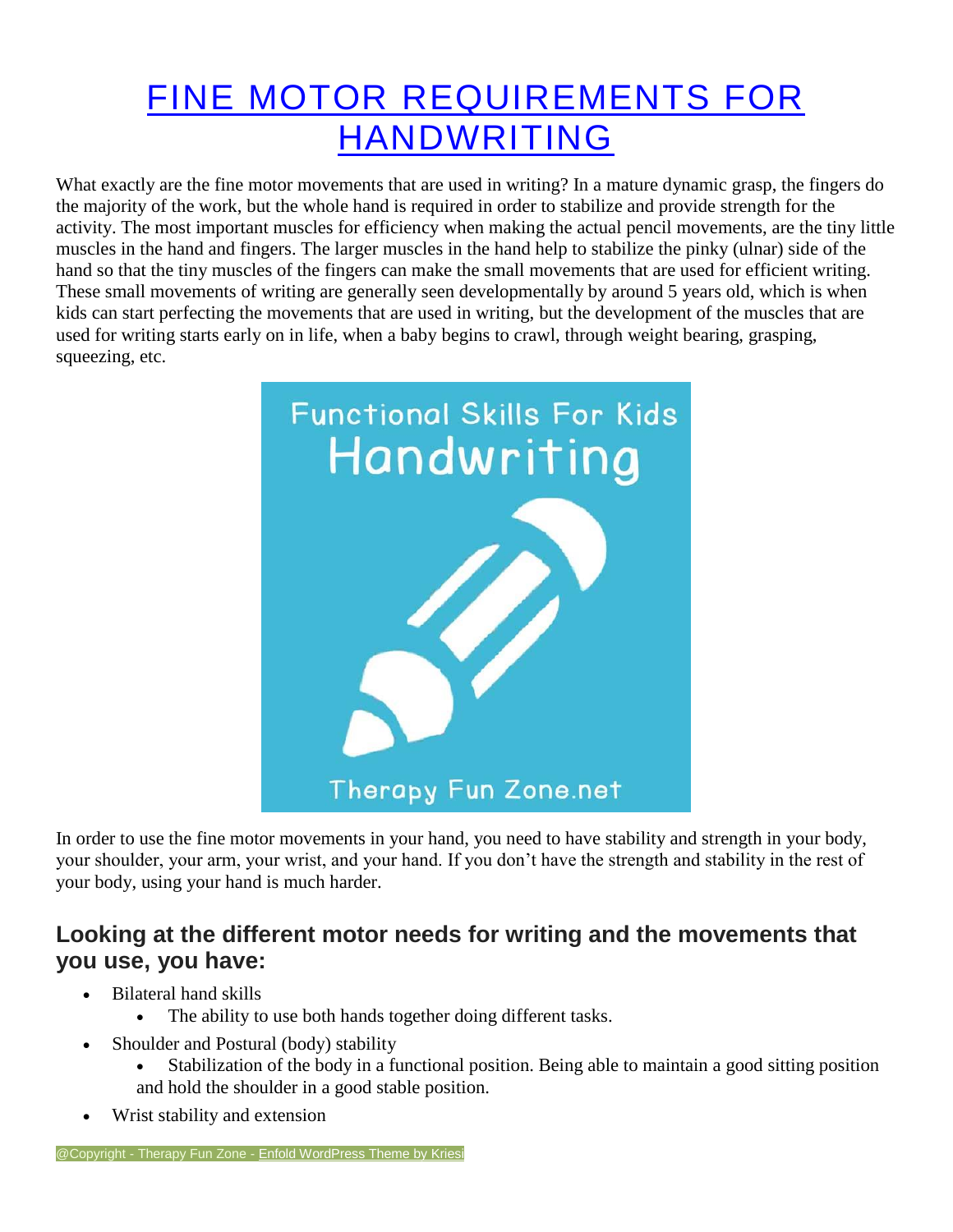# FINE MOTOR REQUIREMENTS FOR HANDWRITING

What exactly are the fine motor movements that are used in writing? In a mature dynamic grasp, the fingers do the majority of the work, but the whole hand is required in order to stabilize and provide strength for the activity. The most important muscles for efficiency when making the actual pencil movements, are the tiny little muscles in the hand and fingers. The larger muscles in the hand help to stabilize the pinky (ulnar) side of the hand so that the tiny muscles of the fingers can make the small movements that are used for efficient writing. These small movements of writing are generally seen developmentally by around 5 years old, which is when kids can start perfecting the movements that are used in writing, but the development of the muscles that are used for writing starts early on in life, when a baby begins to crawl, through weight bearing, grasping, squeezing, etc.

In order to use the fine motor movements in your hand, you need to have stability and strength in your body, your shoulder, your arm, your wrist, and your hand. If you don't have the strength and stability in the rest of your body, using your hand is much harder.

## Looking at the different motor needs for writing and the movements that you use, you have:

- Bilateral hand skills
  - The ability to use both hands together doing different tasks.
- Shoulder and Postural (body) stability
  - Stabilization of the body in a functional position. Being able to maintain a good sitting position and hold the shoulder in a good stable position.
- Wrist stability and extension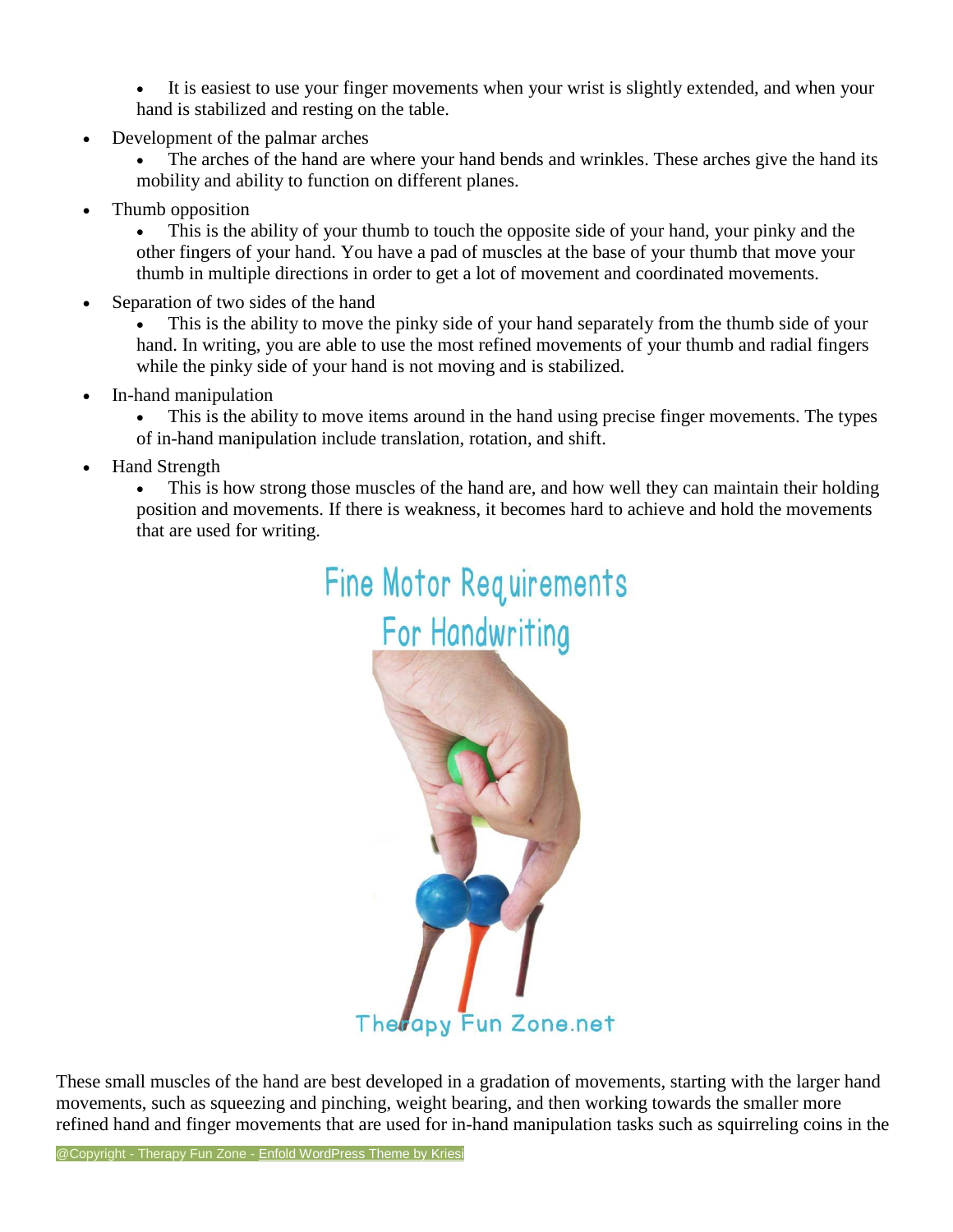- It is easiest to use your finger movements when your wrist is slightly extended, and when your hand is stabilized and resting on the table.
- Development of the palmar arches
    - The arches of the hand are where your hand bends and wrinkles. These arches give the hand its mobility and ability to function on different planes.
- Thumb opposition
    - This is the ability of your thumb to touch the opposite side of your hand, your pinky and the other fingers of your hand. You have a pad of muscles at the base of your thumb that move your thumb in multiple directions in order to get a lot of movement and coordinated movements.
- Separation of two sides of the hand
    - This is the ability to move the pinky side of your hand separately from the thumb side of your hand. In writing, you are able to use the most refined movements of your thumb and radial fingers while the pinky side of your hand is not moving and is stabilized.
- In-hand manipulation
    - This is the ability to move items around in the hand using precise finger movements. The types of in-hand manipulation include translation, rotation, and shift.
- Hand Strength
    - This is how strong those muscles of the hand are, and how well they can maintain their holding position and movements. If there is weakness, it becomes hard to achieve and hold the movements that are used for writing.

These small muscles of the hand are best developed in a gradation of movements, starting with the larger hand movements, such as squeezing and pinching, weight bearing, and then working towards the smaller more refined hand and finger movements that are used for in-hand manipulation tasks such as squirreling coins in the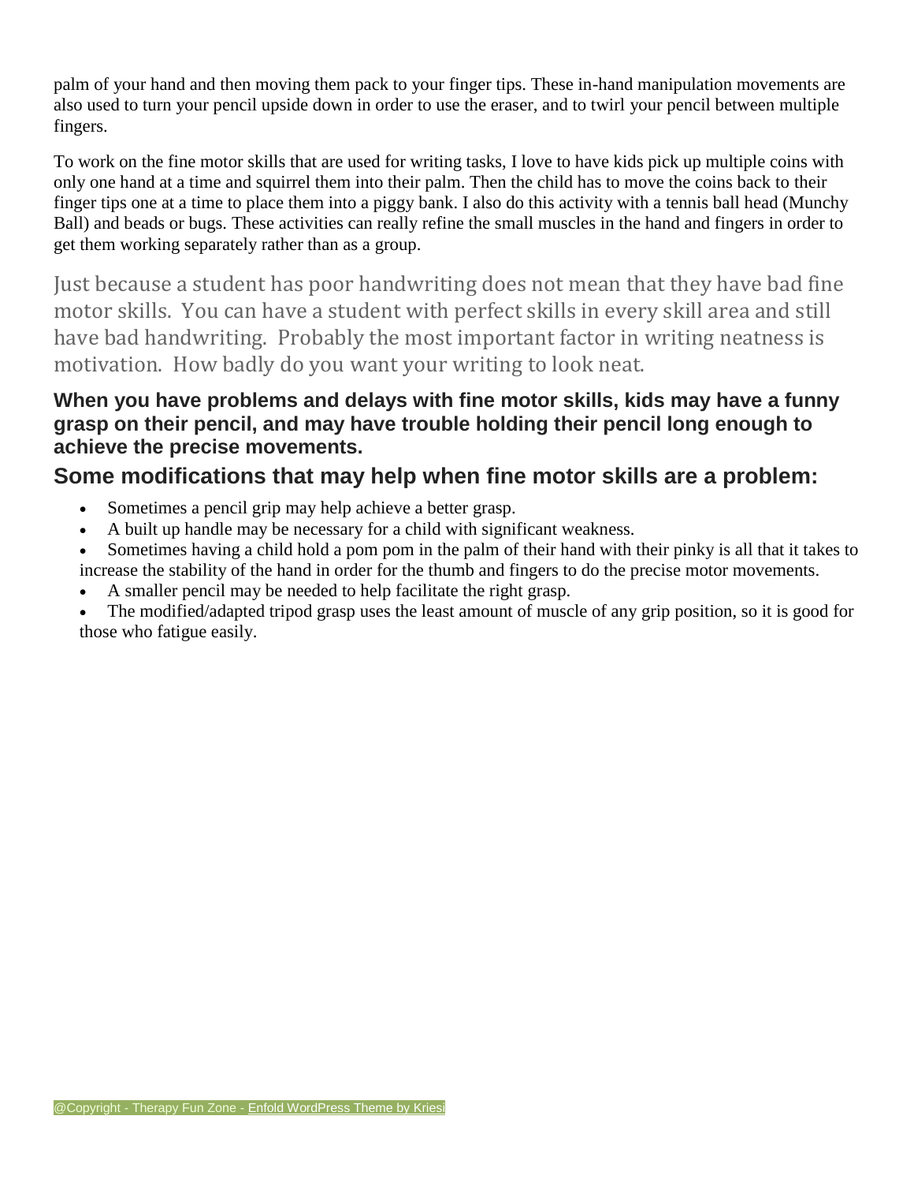palm of your hand and then moving them pack to your finger tips. These in-hand manipulation movements are also used to turn your pencil upside down in order to use the eraser, and to twirl your pencil between multiple fingers.

To work on the fine motor skills that are used for writing tasks, I love to have kids pick up multiple coins with only one hand at a time and squirrel them into their palm. Then the child has to move the coins back to their finger tips one at a time to place them into a piggy bank. I also do this activity with a tennis ball head (Munchy Ball) and beads or bugs. These activities can really refine the small muscles in the hand and fingers in order to get them working separately rather than as a group.

Just because a student has poor handwriting does not mean that they have bad fine motor skills. You can have a student with perfect skills in every skill area and still have bad handwriting. Probably the most important factor in writing neatness is motivation. How badly do you want your writing to look neat.

**When you have problems and delays with fine motor skills, kids may have a funny grasp on their pencil, and may have trouble holding their pencil long enough to achieve the precise movements.**

## Some modifications that may help when fine motor skills are a problem:

- Sometimes a pencil grip may help achieve a better grasp.
- A built up handle may be necessary for a child with significant weakness.
- Sometimes having a child hold a pom pom in the palm of their hand with their pinky is all that it takes to increase the stability of the hand in order for the thumb and fingers to do the precise motor movements.
- A smaller pencil may be needed to help facilitate the right grasp.
- The modified/adapted tripod grasp uses the least amount of muscle of any grip position, so it is good for those who fatigue easily.

@Copyright - Therapy Fun Zone - Enfold WordPress Theme by Kriesi